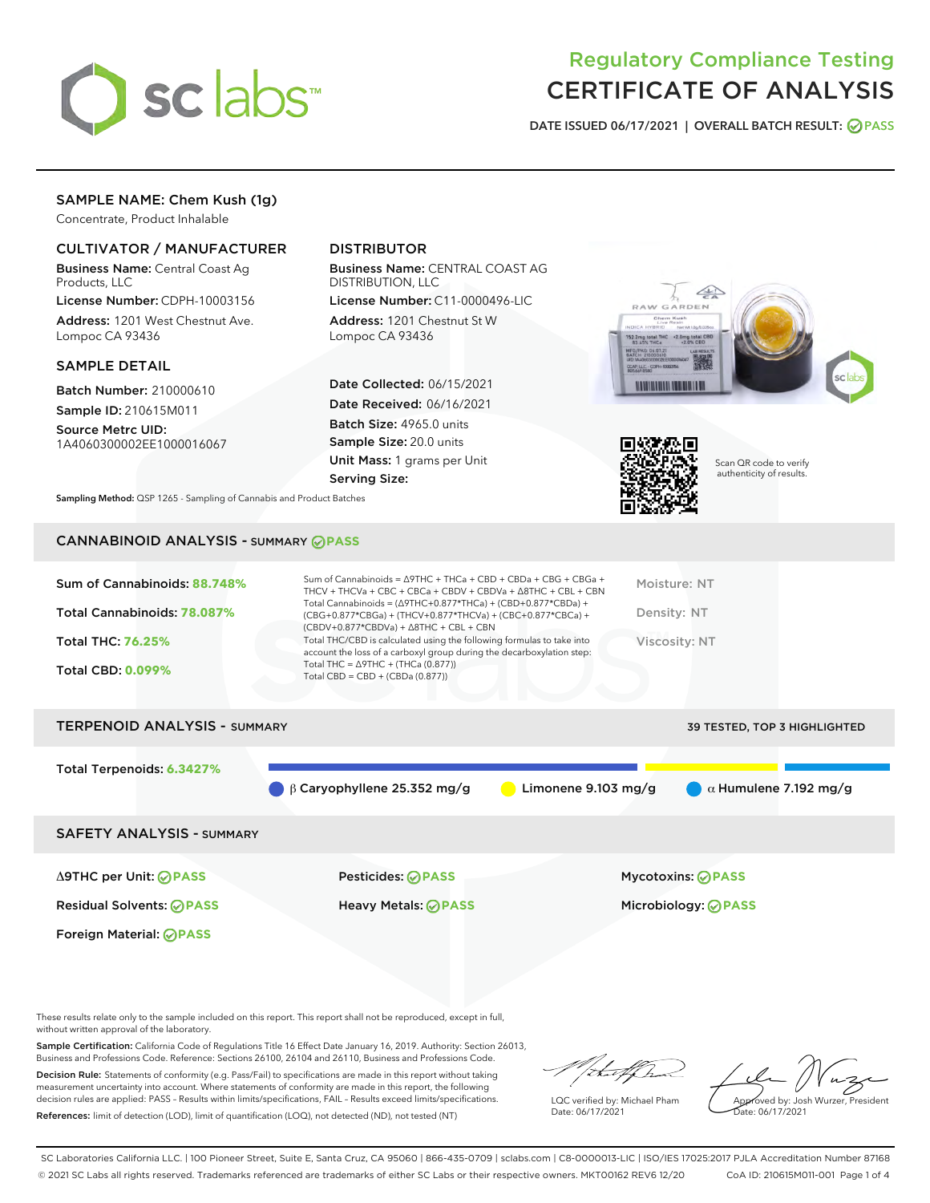# Regulatory Compliance Testing
# CERTIFICATE OF ANALYSIS

DATE ISSUED 06/17/2021 | OVERALL BATCH RESULT: PASS

## SAMPLE NAME: Chem Kush (1g)

Concentrate, Product Inhalable

### CULTIVATOR / MANUFACTURER

**Business Name:** Central Coast Ag Products, LLC

**License Number:** CDPH-10003156

**Address:** 1201 West Chestnut Ave. Lompoc CA 93436

### DISTRIBUTOR

**Business Name:** CENTRAL COAST AG DISTRIBUTION, LLC

**License Number:** C11-0000496-LIC

**Address:** 1201 Chestnut St W Lompoc CA 93436

### SAMPLE DETAIL

**Batch Number:** 210000610

**Sample ID:** 210615M011

**Source Metrc UID:** 1A4060300002EE1000016067

**Date Collected:** 06/15/2021

**Date Received:** 06/16/2021

**Batch Size:** 4965.0 units

**Sample Size:** 20.0 units

**Unit Mass:** 1 grams per Unit

**Serving Size:**

Scan QR code to verify authenticity of results.

**Sampling Method:** QSP 1265 - Sampling of Cannabis and Product Batches

## CANNABINOID ANALYSIS - SUMMARY PASS

**Sum of Cannabinoids:** 88.748%

**Total Cannabinoids:** 78.087%

**Total THC:** 76.25%

**Total CBD:** 0.099%

Sum of Cannabinoids = Δ9THC + THCa + CBD + CBDa + CBG + CBGa + THCV + THCVa + CBC + CBCa + CBDV + CBDVa + Δ8THC + CBL + CBN

Total Cannabinoids = (Δ9THC+0.877*THCa) + (CBD+0.877*CBDa) + (CBG+0.877*CBGa) + (THCV+0.877*THCVa) + (CBC+0.877*CBCa) + (CBDV+0.877*CBDVa) + Δ8THC + CBL + CBN

Total THC/CBD is calculated using the following formulas to take into account the loss of a carboxyl group during the decarboxylation step:
Total THC = Δ9THC + (THCa (0.877))
Total CBD = CBD + (CBDa (0.877))

Moisture: NT

Density: NT

Viscosity: NT

## TERPENOID ANALYSIS - SUMMARY

39 TESTED, TOP 3 HIGHLIGHTED

**Total Terpenoids:** 6.3427%

β Caryophyllene 25.352 mg/g | Limonene 9.103 mg/g | α Humulene 7.192 mg/g

## SAFETY ANALYSIS - SUMMARY

| | | |
|---|---|---|
| Δ9THC per Unit: PASS | Pesticides: PASS | Mycotoxins: PASS |
| Residual Solvents: PASS | Heavy Metals: PASS | Microbiology: PASS |
| Foreign Material: PASS | | |

These results relate only to the sample included on this report. This report shall not be reproduced, except in full, without written approval of the laboratory.

**Sample Certification:** California Code of Regulations Title 16 Effect Date January 16, 2019. Authority: Section 26013, Business and Professions Code. Reference: Sections 26100, 26104 and 26110, Business and Professions Code.

**Decision Rule:** Statements of conformity (e.g. Pass/Fail) to specifications are made in this report without taking measurement uncertainty into account. Where statements of conformity are made in this report, the following decision rules are applied: PASS – Results within limits/specifications, FAIL – Results exceed limits/specifications.

**References:** limit of detection (LOD), limit of quantification (LOQ), not detected (ND), not tested (NT)

LQC verified by: Michael Pham
Date: 06/17/2021

Approved by: Josh Wurzer, President
Date: 06/17/2021

SC Laboratories California LLC. | 100 Pioneer Street, Suite E, Santa Cruz, CA 95060 | 866-435-0709 | sclabs.com | C8-0000013-LIC | ISO/IES 17025:2017 PJLA Accreditation Number 87168
© 2021 SC Labs all rights reserved. Trademarks referenced are trademarks of either SC Labs or their respective owners. MKT00162 REV6 12/20 CoA ID: 210615M011-001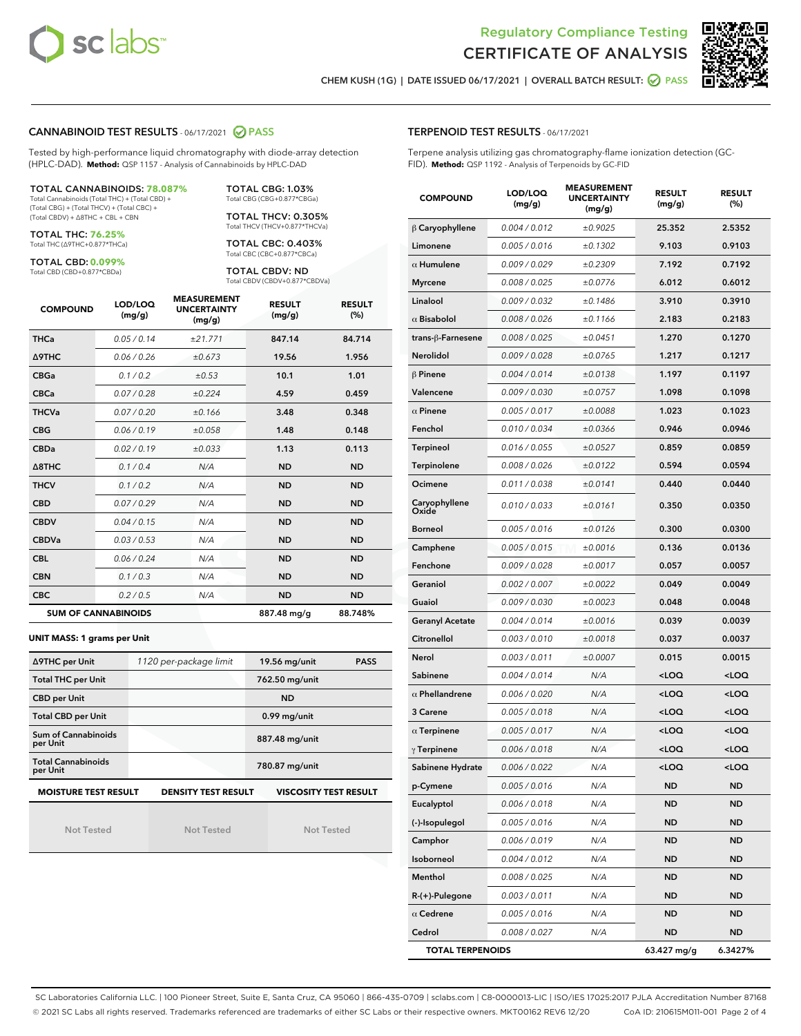# Regulatory Compliance Testing
## CERTIFICATE OF ANALYSIS

CHEM KUSH (1G) | DATE ISSUED 06/17/2021 | OVERALL BATCH RESULT: PASS

## CANNABINOID TEST RESULTS - 06/17/2021 PASS

Tested by high-performance liquid chromatography with diode-array detection (HPLC-DAD). **Method:** QSP 1157 - Analysis of Cannabinoids by HPLC-DAD

**TOTAL CANNABINOIDS: 78.087%**
Total Cannabinoids (Total THC) + (Total CBD) + (Total CBG) + (Total THCV) + (Total CBC) + (Total CBDV) + Δ8THC + CBL + CBN

**TOTAL THC: 76.25%**
Total THC (Δ9THC+0.877*THCa)

**TOTAL CBD: 0.099%**
Total CBD (CBD+0.877*CBDa)

**TOTAL CBG: 1.03%**
Total CBG (CBG+0.877*CBGa)

**TOTAL THCV: 0.305%**
Total THCV (THCV+0.877*THCVa)

**TOTAL CBC: 0.403%**
Total CBC (CBC+0.877*CBCa)

**TOTAL CBDV: ND**
Total CBDV (CBDV+0.877*CBDVa)

| COMPOUND | LOD/LOQ (mg/g) | MEASUREMENT UNCERTAINTY (mg/g) | RESULT (mg/g) | RESULT (%) |
|---|---|---|---|---|
| THCa | 0.05 / 0.14 | ±21.771 | 847.14 | 84.714 |
| Δ9THC | 0.06 / 0.26 | ±0.673 | 19.56 | 1.956 |
| CBGa | 0.1 / 0.2 | ±0.53 | 10.1 | 1.01 |
| CBCa | 0.07 / 0.28 | ±0.224 | 4.59 | 0.459 |
| THCVa | 0.07 / 0.20 | ±0.166 | 3.48 | 0.348 |
| CBG | 0.06 / 0.19 | ±0.058 | 1.48 | 0.148 |
| CBDa | 0.02 / 0.19 | ±0.033 | 1.13 | 0.113 |
| Δ8THC | 0.1 / 0.4 | N/A | ND | ND |
| THCV | 0.1 / 0.2 | N/A | ND | ND |
| CBD | 0.07 / 0.29 | N/A | ND | ND |
| CBDV | 0.04 / 0.15 | N/A | ND | ND |
| CBDVa | 0.03 / 0.53 | N/A | ND | ND |
| CBL | 0.06 / 0.24 | N/A | ND | ND |
| CBN | 0.1 / 0.3 | N/A | ND | ND |
| CBC | 0.2 / 0.5 | N/A | ND | ND |
| **SUM OF CANNABINOIDS** | | | 887.48 mg/g | 88.748% |

**UNIT MASS: 1 grams per Unit**

| Δ9THC per Unit | 1120 per-package limit | 19.56 mg/unit | PASS |
|---|---|---|---|
| Total THC per Unit | | 762.50 mg/unit | |
| CBD per Unit | | ND | |
| Total CBD per Unit | | 0.99 mg/unit | |
| Sum of Cannabinoids per Unit | | 887.48 mg/unit | |
| Total Cannabinoids per Unit | | 780.87 mg/unit | |

| MOISTURE TEST RESULT | DENSITY TEST RESULT | VISCOSITY TEST RESULT |
|---|---|---|
| Not Tested | Not Tested | Not Tested |

## TERPENOID TEST RESULTS - 06/17/2021

Terpene analysis utilizing gas chromatography-flame ionization detection (GC-FID). **Method:** QSP 1192 - Analysis of Terpenoids by GC-FID

| COMPOUND | LOD/LOQ (mg/g) | MEASUREMENT UNCERTAINTY (mg/g) | RESULT (mg/g) | RESULT (%) |
|---|---|---|---|---|
| β Caryophyllene | 0.004 / 0.012 | ±0.9025 | 25.352 | 2.5352 |
| Limonene | 0.005 / 0.016 | ±0.1302 | 9.103 | 0.9103 |
| α Humulene | 0.009 / 0.029 | ±0.2309 | 7.192 | 0.7192 |
| Myrcene | 0.008 / 0.025 | ±0.0776 | 6.012 | 0.6012 |
| Linalool | 0.009 / 0.032 | ±0.1486 | 3.910 | 0.3910 |
| α Bisabolol | 0.008 / 0.026 | ±0.1166 | 2.183 | 0.2183 |
| trans-β-Farnesene | 0.008 / 0.025 | ±0.0451 | 1.270 | 0.1270 |
| Nerolidol | 0.009 / 0.028 | ±0.0765 | 1.217 | 0.1217 |
| β Pinene | 0.004 / 0.014 | ±0.0138 | 1.197 | 0.1197 |
| Valencene | 0.009 / 0.030 | ±0.0757 | 1.098 | 0.1098 |
| α Pinene | 0.005 / 0.017 | ±0.0088 | 1.023 | 0.1023 |
| Fenchol | 0.010 / 0.034 | ±0.0366 | 0.946 | 0.0946 |
| Terpineol | 0.016 / 0.055 | ±0.0527 | 0.859 | 0.0859 |
| Terpinolene | 0.008 / 0.026 | ±0.0122 | 0.594 | 0.0594 |
| Ocimene | 0.011 / 0.038 | ±0.0141 | 0.440 | 0.0440 |
| Caryophyllene Oxide | 0.010 / 0.033 | ±0.0161 | 0.350 | 0.0350 |
| Borneol | 0.005 / 0.016 | ±0.0126 | 0.300 | 0.0300 |
| Camphene | 0.005 / 0.015 | ±0.0016 | 0.136 | 0.0136 |
| Fenchone | 0.009 / 0.028 | ±0.0017 | 0.057 | 0.0057 |
| Geraniol | 0.002 / 0.007 | ±0.0022 | 0.049 | 0.0049 |
| Guaiol | 0.009 / 0.030 | ±0.0023 | 0.048 | 0.0048 |
| Geranyl Acetate | 0.004 / 0.014 | ±0.0016 | 0.039 | 0.0039 |
| Citronellol | 0.003 / 0.010 | ±0.0018 | 0.037 | 0.0037 |
| Nerol | 0.003 / 0.011 | ±0.0007 | 0.015 | 0.0015 |
| Sabinene | 0.004 / 0.014 | N/A | <LOQ | <LOQ |
| α Phellandrene | 0.006 / 0.020 | N/A | <LOQ | <LOQ |
| 3 Carene | 0.005 / 0.018 | N/A | <LOQ | <LOQ |
| α Terpinene | 0.005 / 0.017 | N/A | <LOQ | <LOQ |
| γ Terpinene | 0.006 / 0.018 | N/A | <LOQ | <LOQ |
| Sabinene Hydrate | 0.006 / 0.022 | N/A | <LOQ | <LOQ |
| p-Cymene | 0.005 / 0.016 | N/A | ND | ND |
| Eucalyptol | 0.006 / 0.018 | N/A | ND | ND |
| (-)-Isopulegol | 0.005 / 0.016 | N/A | ND | ND |
| Camphor | 0.006 / 0.019 | N/A | ND | ND |
| Isoborneol | 0.004 / 0.012 | N/A | ND | ND |
| Menthol | 0.008 / 0.025 | N/A | ND | ND |
| R-(+)-Pulegone | 0.003 / 0.011 | N/A | ND | ND |
| α Cedrene | 0.005 / 0.016 | N/A | ND | ND |
| Cedrol | 0.008 / 0.027 | N/A | ND | ND |
| **TOTAL TERPENOIDS** | | | 63.427 mg/g | 6.3427% |

SC Laboratories California LLC. | 100 Pioneer Street, Suite E, Santa Cruz, CA 95060 | 866-435-0709 | sclabs.com | C8-0000013-LIC | ISO/IES 17025:2017 PJLA Accreditation Number 87168
© 2021 SC Labs all rights reserved. Trademarks referenced are trademarks of either SC Labs or their respective owners. MKT00162 REV6 12/20 CoA ID: 210615M011-001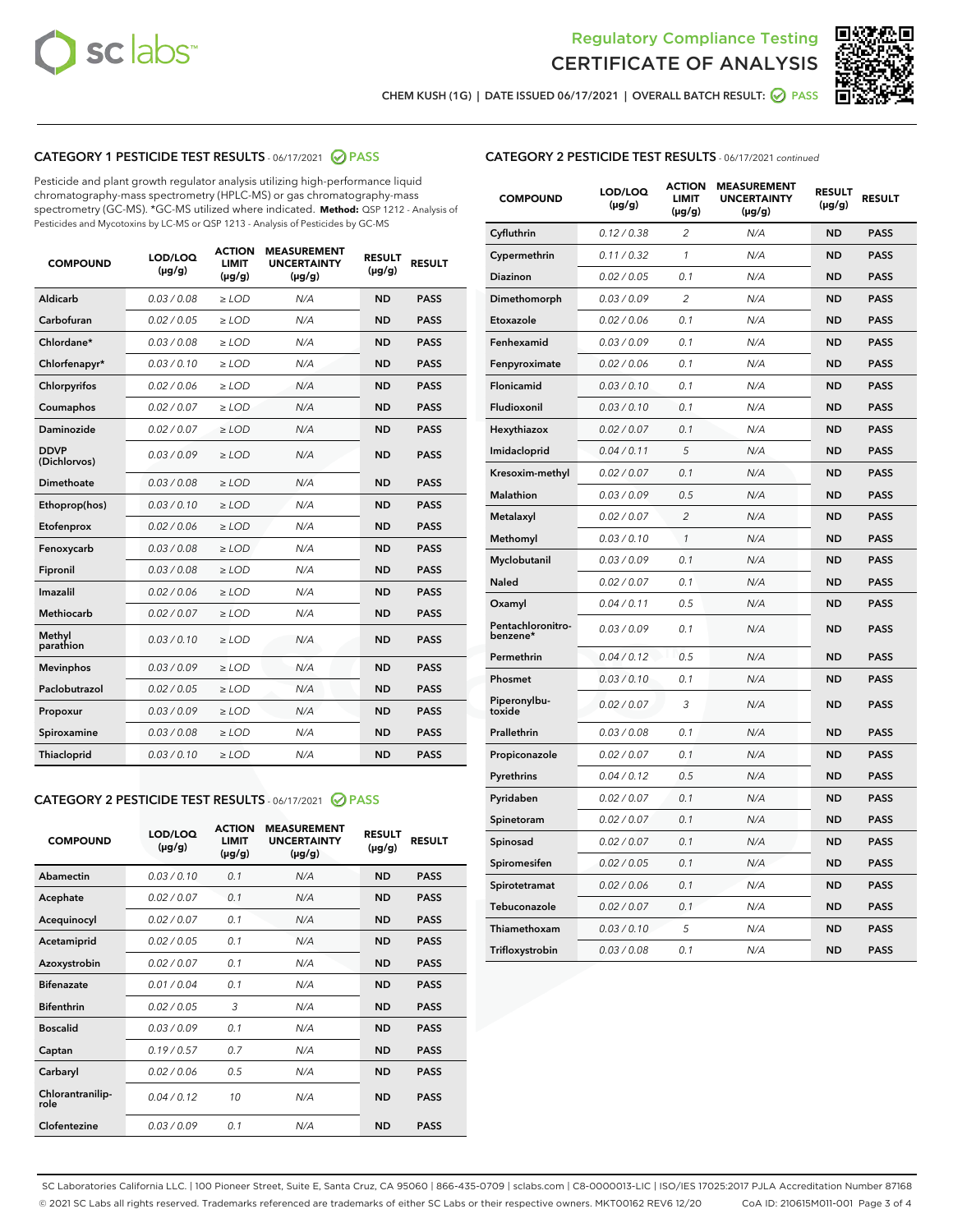Regulatory Compliance Testing

# CERTIFICATE OF ANALYSIS

CHEM KUSH (1G) | DATE ISSUED 06/17/2021 | OVERALL BATCH RESULT: PASS

## CATEGORY 1 PESTICIDE TEST RESULTS - 06/17/2021 PASS

Pesticide and plant growth regulator analysis utilizing high-performance liquid chromatography-mass spectrometry (HPLC-MS) or gas chromatography-mass spectrometry (GC-MS). *GC-MS utilized where indicated. **Method:** QSP 1212 - Analysis of Pesticides and Mycotoxins by LC-MS or QSP 1213 - Analysis of Pesticides by GC-MS

| COMPOUND | LOD/LOQ (µg/g) | ACTION LIMIT (µg/g) | MEASUREMENT UNCERTAINTY (µg/g) | RESULT (µg/g) | RESULT |
|---|---|---|---|---|---|
| Aldicarb | 0.03 / 0.08 | ≥ LOD | N/A | ND | PASS |
| Carbofuran | 0.02 / 0.05 | ≥ LOD | N/A | ND | PASS |
| Chlordane* | 0.03 / 0.08 | ≥ LOD | N/A | ND | PASS |
| Chlorfenapyr* | 0.03 / 0.10 | ≥ LOD | N/A | ND | PASS |
| Chlorpyrifos | 0.02 / 0.06 | ≥ LOD | N/A | ND | PASS |
| Coumaphos | 0.02 / 0.07 | ≥ LOD | N/A | ND | PASS |
| Daminozide | 0.02 / 0.07 | ≥ LOD | N/A | ND | PASS |
| DDVP (Dichlorvos) | 0.03 / 0.09 | ≥ LOD | N/A | ND | PASS |
| Dimethoate | 0.03 / 0.08 | ≥ LOD | N/A | ND | PASS |
| Ethoprop(hos) | 0.03 / 0.10 | ≥ LOD | N/A | ND | PASS |
| Etofenprox | 0.02 / 0.06 | ≥ LOD | N/A | ND | PASS |
| Fenoxycarb | 0.03 / 0.08 | ≥ LOD | N/A | ND | PASS |
| Fipronil | 0.03 / 0.08 | ≥ LOD | N/A | ND | PASS |
| Imazalil | 0.02 / 0.06 | ≥ LOD | N/A | ND | PASS |
| Methiocarb | 0.02 / 0.07 | ≥ LOD | N/A | ND | PASS |
| Methyl parathion | 0.03 / 0.10 | ≥ LOD | N/A | ND | PASS |
| Mevinphos | 0.03 / 0.09 | ≥ LOD | N/A | ND | PASS |
| Paclobutrazol | 0.02 / 0.05 | ≥ LOD | N/A | ND | PASS |
| Propoxur | 0.03 / 0.09 | ≥ LOD | N/A | ND | PASS |
| Spiroxamine | 0.03 / 0.08 | ≥ LOD | N/A | ND | PASS |
| Thiacloprid | 0.03 / 0.10 | ≥ LOD | N/A | ND | PASS |

## CATEGORY 2 PESTICIDE TEST RESULTS - 06/17/2021 PASS

| COMPOUND | LOD/LOQ (µg/g) | ACTION LIMIT (µg/g) | MEASUREMENT UNCERTAINTY (µg/g) | RESULT (µg/g) | RESULT |
|---|---|---|---|---|---|
| Abamectin | 0.03 / 0.10 | 0.1 | N/A | ND | PASS |
| Acephate | 0.02 / 0.07 | 0.1 | N/A | ND | PASS |
| Acequinocyl | 0.02 / 0.07 | 0.1 | N/A | ND | PASS |
| Acetamiprid | 0.02 / 0.05 | 0.1 | N/A | ND | PASS |
| Azoxystrobin | 0.02 / 0.07 | 0.1 | N/A | ND | PASS |
| Bifenazate | 0.01 / 0.04 | 0.1 | N/A | ND | PASS |
| Bifenthrin | 0.02 / 0.05 | 3 | N/A | ND | PASS |
| Boscalid | 0.03 / 0.09 | 0.1 | N/A | ND | PASS |
| Captan | 0.19 / 0.57 | 0.7 | N/A | ND | PASS |
| Carbaryl | 0.02 / 0.06 | 0.5 | N/A | ND | PASS |
| Chlorantraniliprole | 0.04 / 0.12 | 10 | N/A | ND | PASS |
| Clofentezine | 0.03 / 0.09 | 0.1 | N/A | ND | PASS |
| Cyfluthrin | 0.12 / 0.38 | 2 | N/A | ND | PASS |
| Cypermethrin | 0.11 / 0.32 | 1 | N/A | ND | PASS |
| Diazinon | 0.02 / 0.05 | 0.1 | N/A | ND | PASS |
| Dimethomorph | 0.03 / 0.09 | 2 | N/A | ND | PASS |
| Etoxazole | 0.02 / 0.06 | 0.1 | N/A | ND | PASS |
| Fenhexamid | 0.03 / 0.09 | 0.1 | N/A | ND | PASS |
| Fenpyroximate | 0.02 / 0.06 | 0.1 | N/A | ND | PASS |
| Flonicamid | 0.03 / 0.10 | 0.1 | N/A | ND | PASS |
| Fludioxonil | 0.03 / 0.10 | 0.1 | N/A | ND | PASS |
| Hexythiazox | 0.02 / 0.07 | 0.1 | N/A | ND | PASS |
| Imidacloprid | 0.04 / 0.11 | 5 | N/A | ND | PASS |
| Kresoxim-methyl | 0.02 / 0.07 | 0.1 | N/A | ND | PASS |
| Malathion | 0.03 / 0.09 | 0.5 | N/A | ND | PASS |
| Metalaxyl | 0.02 / 0.07 | 2 | N/A | ND | PASS |
| Methomyl | 0.03 / 0.10 | 1 | N/A | ND | PASS |
| Myclobutanil | 0.03 / 0.09 | 0.1 | N/A | ND | PASS |
| Naled | 0.02 / 0.07 | 0.1 | N/A | ND | PASS |
| Oxamyl | 0.04 / 0.11 | 0.5 | N/A | ND | PASS |
| Pentachloronitrobenzene* | 0.03 / 0.09 | 0.1 | N/A | ND | PASS |
| Permethrin | 0.04 / 0.12 | 0.5 | N/A | ND | PASS |
| Phosmet | 0.03 / 0.10 | 0.1 | N/A | ND | PASS |
| Piperonylbutoxide | 0.02 / 0.07 | 3 | N/A | ND | PASS |
| Prallethrin | 0.03 / 0.08 | 0.1 | N/A | ND | PASS |
| Propiconazole | 0.02 / 0.07 | 0.1 | N/A | ND | PASS |
| Pyrethrins | 0.04 / 0.12 | 0.5 | N/A | ND | PASS |
| Pyridaben | 0.02 / 0.07 | 0.1 | N/A | ND | PASS |
| Spinetoram | 0.02 / 0.07 | 0.1 | N/A | ND | PASS |
| Spinosad | 0.02 / 0.07 | 0.1 | N/A | ND | PASS |
| Spiromesifen | 0.02 / 0.05 | 0.1 | N/A | ND | PASS |
| Spirotetramat | 0.02 / 0.06 | 0.1 | N/A | ND | PASS |
| Tebuconazole | 0.02 / 0.07 | 0.1 | N/A | ND | PASS |
| Thiamethoxam | 0.03 / 0.10 | 5 | N/A | ND | PASS |
| Trifloxystrobin | 0.03 / 0.08 | 0.1 | N/A | ND | PASS |

SC Laboratories California LLC. | 100 Pioneer Street, Suite E, Santa Cruz, CA 95060 | 866-435-0709 | sclabs.com | C8-0000013-LIC | ISO/IES 17025:2017 PJLA Accreditation Number 87168
© 2021 SC Labs all rights reserved. Trademarks referenced are trademarks of either SC Labs or their respective owners. MKT00162 REV6 12/20 CoA ID: 210615M011-001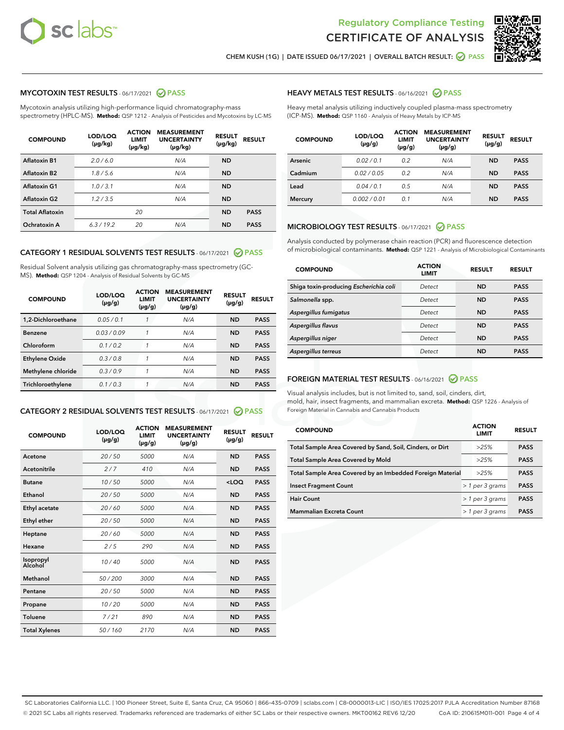Regulatory Compliance Testing
# CERTIFICATE OF ANALYSIS

CHEM KUSH (1G) | DATE ISSUED 06/17/2021 | OVERALL BATCH RESULT: PASS

## MYCOTOXIN TEST RESULTS - 06/17/2021 PASS

Mycotoxin analysis utilizing high-performance liquid chromatography-mass spectrometry (HPLC-MS). **Method:** QSP 1212 - Analysis of Pesticides and Mycotoxins by LC-MS

| COMPOUND | LOD/LOQ (μg/kg) | ACTION LIMIT (μg/kg) | MEASUREMENT UNCERTAINTY (μg/kg) | RESULT (μg/kg) | RESULT |
|---|---|---|---|---|---|
| Aflatoxin B1 | 2.0 / 6.0 | | N/A | ND | |
| Aflatoxin B2 | 1.8 / 5.6 | | N/A | ND | |
| Aflatoxin G1 | 1.0 / 3.1 | | N/A | ND | |
| Aflatoxin G2 | 1.2 / 3.5 | | N/A | ND | |
| Total Aflatoxin | | 20 | | ND | PASS |
| Ochratoxin A | 6.3 / 19.2 | 20 | N/A | ND | PASS |

## CATEGORY 1 RESIDUAL SOLVENTS TEST RESULTS - 06/17/2021 PASS

Residual Solvent analysis utilizing gas chromatography-mass spectrometry (GC-MS). **Method:** QSP 1204 - Analysis of Residual Solvents by GC-MS

| COMPOUND | LOD/LOQ (μg/g) | ACTION LIMIT (μg/g) | MEASUREMENT UNCERTAINTY (μg/g) | RESULT (μg/g) | RESULT |
|---|---|---|---|---|---|
| 1,2-Dichloroethane | 0.05 / 0.1 | 1 | N/A | ND | PASS |
| Benzene | 0.03 / 0.09 | 1 | N/A | ND | PASS |
| Chloroform | 0.1 / 0.2 | 1 | N/A | ND | PASS |
| Ethylene Oxide | 0.3 / 0.8 | 1 | N/A | ND | PASS |
| Methylene chloride | 0.3 / 0.9 | 1 | N/A | ND | PASS |
| Trichloroethylene | 0.1 / 0.3 | 1 | N/A | ND | PASS |

## CATEGORY 2 RESIDUAL SOLVENTS TEST RESULTS - 06/17/2021 PASS

| COMPOUND | LOD/LOQ (μg/g) | ACTION LIMIT (μg/g) | MEASUREMENT UNCERTAINTY (μg/g) | RESULT (μg/g) | RESULT |
|---|---|---|---|---|---|
| Acetone | 20 / 50 | 5000 | N/A | ND | PASS |
| Acetonitrile | 2 / 7 | 410 | N/A | ND | PASS |
| Butane | 10 / 50 | 5000 | N/A | <LOQ | PASS |
| Ethanol | 20 / 50 | 5000 | N/A | ND | PASS |
| Ethyl acetate | 20 / 60 | 5000 | N/A | ND | PASS |
| Ethyl ether | 20 / 50 | 5000 | N/A | ND | PASS |
| Heptane | 20 / 60 | 5000 | N/A | ND | PASS |
| Hexane | 2 / 5 | 290 | N/A | ND | PASS |
| Isopropyl Alcohol | 10 / 40 | 5000 | N/A | ND | PASS |
| Methanol | 50 / 200 | 3000 | N/A | ND | PASS |
| Pentane | 20 / 50 | 5000 | N/A | ND | PASS |
| Propane | 10 / 20 | 5000 | N/A | ND | PASS |
| Toluene | 7 / 21 | 890 | N/A | ND | PASS |
| Total Xylenes | 50 / 160 | 2170 | N/A | ND | PASS |

## HEAVY METALS TEST RESULTS - 06/16/2021 PASS

Heavy metal analysis utilizing inductively coupled plasma-mass spectrometry (ICP-MS). **Method:** QSP 1160 - Analysis of Heavy Metals by ICP-MS

| COMPOUND | LOD/LOQ (μg/g) | ACTION LIMIT (μg/g) | MEASUREMENT UNCERTAINTY (μg/g) | RESULT (μg/g) | RESULT |
|---|---|---|---|---|---|
| Arsenic | 0.02 / 0.1 | 0.2 | N/A | ND | PASS |
| Cadmium | 0.02 / 0.05 | 0.2 | N/A | ND | PASS |
| Lead | 0.04 / 0.1 | 0.5 | N/A | ND | PASS |
| Mercury | 0.002 / 0.01 | 0.1 | N/A | ND | PASS |

## MICROBIOLOGY TEST RESULTS - 06/17/2021 PASS

Analysis conducted by polymerase chain reaction (PCR) and fluorescence detection of microbiological contaminants. **Method:** QSP 1221 - Analysis of Microbiological Contaminants

| COMPOUND | ACTION LIMIT | RESULT | RESULT |
|---|---|---|---|
| Shiga toxin-producing *Escherichia coli* | Detect | ND | PASS |
| *Salmonella* spp. | Detect | ND | PASS |
| *Aspergillus fumigatus* | Detect | ND | PASS |
| *Aspergillus flavus* | Detect | ND | PASS |
| *Aspergillus niger* | Detect | ND | PASS |
| *Aspergillus terreus* | Detect | ND | PASS |

## FOREIGN MATERIAL TEST RESULTS - 06/16/2021 PASS

Visual analysis includes, but is not limited to, sand, soil, cinders, dirt, mold, hair, insect fragments, and mammalian excreta. **Method:** QSP 1226 - Analysis of Foreign Material in Cannabis and Cannabis Products

| COMPOUND | ACTION LIMIT | RESULT |
|---|---|---|
| Total Sample Area Covered by Sand, Soil, Cinders, or Dirt | >25% | PASS |
| Total Sample Area Covered by Mold | >25% | PASS |
| Total Sample Area Covered by an Imbedded Foreign Material | >25% | PASS |
| Insect Fragment Count | > 1 per 3 grams | PASS |
| Hair Count | > 1 per 3 grams | PASS |
| Mammalian Excreta Count | > 1 per 3 grams | PASS |

SC Laboratories California LLC. | 100 Pioneer Street, Suite E, Santa Cruz, CA 95060 | 866-435-0709 | sclabs.com | C8-0000013-LIC | ISO/IES 17025:2017 PJLA Accreditation Number 87168
© 2021 SC Labs all rights reserved. Trademarks referenced are trademarks of either SC Labs or their respective owners. MKT00162 REV6 12/20 CoA ID: 210615M011-001